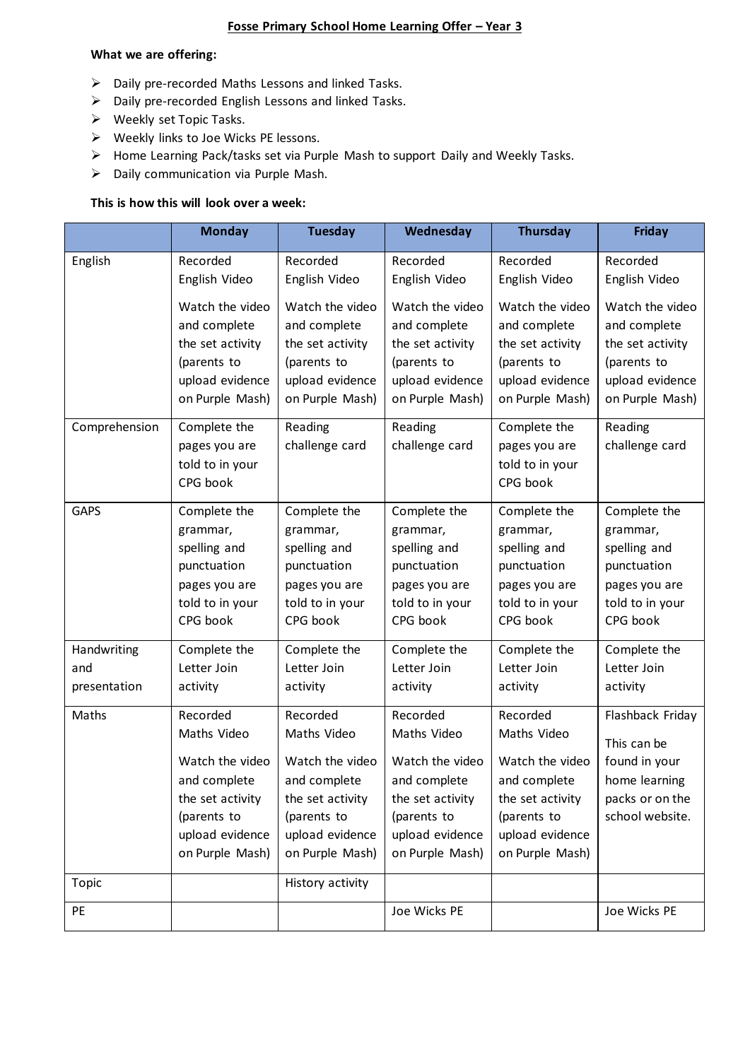# Fosse Primary School Home Learning Offer – Year 3

**What we are offering:**

- Daily pre-recorded Maths Lessons and linked Tasks.
- Daily pre-recorded English Lessons and linked Tasks.
- Weekly set Topic Tasks.
- Weekly links to Joe Wicks PE lessons.
- Home Learning Pack/tasks set via Purple Mash to support Daily and Weekly Tasks.
- Daily communication via Purple Mash.

**This is how this will look over a week:**

| | Monday | Tuesday | Wednesday | Thursday | Friday |
|---|---|---|---|---|---|
| English | Recorded English Video<br><br>Watch the video and complete the set activity (parents to upload evidence on Purple Mash) | Recorded English Video<br><br>Watch the video and complete the set activity (parents to upload evidence on Purple Mash) | Recorded English Video<br><br>Watch the video and complete the set activity (parents to upload evidence on Purple Mash) | Recorded English Video<br><br>Watch the video and complete the set activity (parents to upload evidence on Purple Mash) | Recorded English Video<br><br>Watch the video and complete the set activity (parents to upload evidence on Purple Mash) |
| Comprehension | Complete the pages you are told to in your CPG book | Reading challenge card | Reading challenge card | Complete the pages you are told to in your CPG book | Reading challenge card |
| GAPS | Complete the grammar, spelling and punctuation pages you are told to in your CPG book | Complete the grammar, spelling and punctuation pages you are told to in your CPG book | Complete the grammar, spelling and punctuation pages you are told to in your CPG book | Complete the grammar, spelling and punctuation pages you are told to in your CPG book | Complete the grammar, spelling and punctuation pages you are told to in your CPG book |
| Handwriting and presentation | Complete the Letter Join activity | Complete the Letter Join activity | Complete the Letter Join activity | Complete the Letter Join activity | Complete the Letter Join activity |
| Maths | Recorded Maths Video<br><br>Watch the video and complete the set activity (parents to upload evidence on Purple Mash) | Recorded Maths Video<br><br>Watch the video and complete the set activity (parents to upload evidence on Purple Mash) | Recorded Maths Video<br><br>Watch the video and complete the set activity (parents to upload evidence on Purple Mash) | Recorded Maths Video<br><br>Watch the video and complete the set activity (parents to upload evidence on Purple Mash) | Flashback Friday<br><br>This can be found in your home learning packs or on the school website. |
| Topic | | History activity | | | |
| PE | | | Joe Wicks PE | | Joe Wicks PE |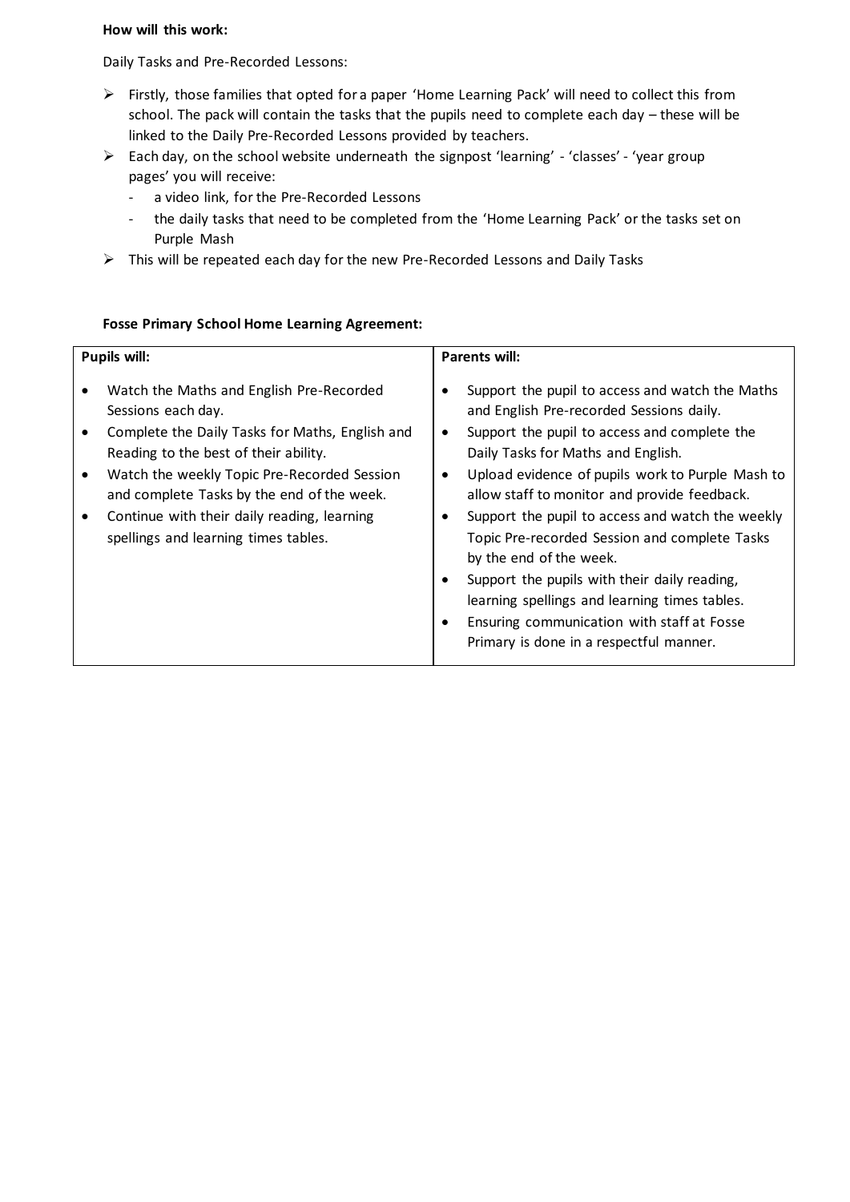**How will this work:**

Daily Tasks and Pre-Recorded Lessons:

- Firstly, those families that opted for a paper 'Home Learning Pack' will need to collect this from school. The pack will contain the tasks that the pupils need to complete each day – these will be linked to the Daily Pre-Recorded Lessons provided by teachers.
- Each day, on the school website underneath the signpost 'learning' - 'classes' - 'year group pages' you will receive:
  - a video link, for the Pre-Recorded Lessons
  - the daily tasks that need to be completed from the 'Home Learning Pack' or the tasks set on Purple Mash
- This will be repeated each day for the new Pre-Recorded Lessons and Daily Tasks

**Fosse Primary School Home Learning Agreement:**

| **Pupils will:** | **Parents will:** |
|---|---|
| • Watch the Maths and English Pre-Recorded Sessions each day.<br>• Complete the Daily Tasks for Maths, English and Reading to the best of their ability.<br>• Watch the weekly Topic Pre-Recorded Session and complete Tasks by the end of the week.<br>• Continue with their daily reading, learning spellings and learning times tables. | • Support the pupil to access and watch the Maths and English Pre-recorded Sessions daily.<br>• Support the pupil to access and complete the Daily Tasks for Maths and English.<br>• Upload evidence of pupils work to Purple Mash to allow staff to monitor and provide feedback.<br>• Support the pupil to access and watch the weekly Topic Pre-recorded Session and complete Tasks by the end of the week.<br>• Support the pupils with their daily reading, learning spellings and learning times tables.<br>• Ensuring communication with staff at Fosse Primary is done in a respectful manner. |